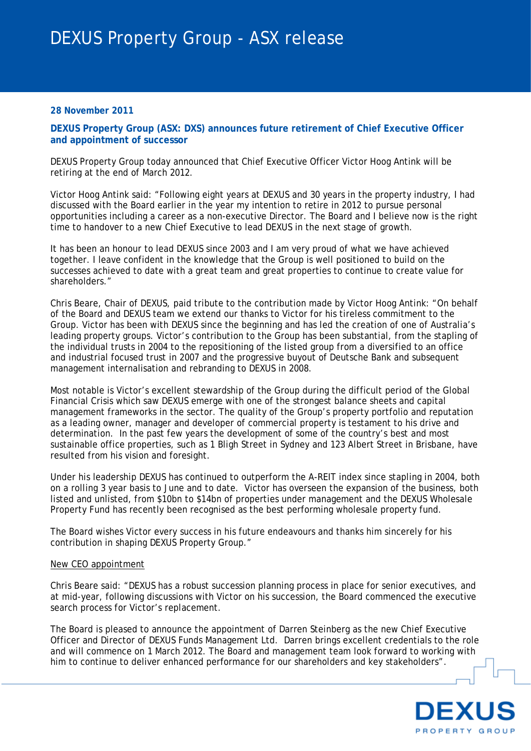# DEXUS Property Group - ASX release

**28 November 2011**

**DEXUS Property Group (ASX: DXS) announces future retirement of Chief Executive Officer and appointment of successor**

DEXUS Property Group today announced that Chief Executive Officer Victor Hoog Antink will be retiring at the end of March 2012.

Victor Hoog Antink said: "Following eight years at DEXUS and 30 years in the property industry, I had discussed with the Board earlier in the year my intention to retire in 2012 to pursue personal opportunities including a career as a non-executive Director. The Board and I believe now is the right time to handover to a new Chief Executive to lead DEXUS in the next stage of growth.

It has been an honour to lead DEXUS since 2003 and I am very proud of what we have achieved together. I leave confident in the knowledge that the Group is well positioned to build on the successes achieved to date with a great team and great properties to continue to create value for shareholders."

Chris Beare, Chair of DEXUS, paid tribute to the contribution made by Victor Hoog Antink: "On behalf of the Board and DEXUS team we extend our thanks to Victor for his tireless commitment to the Group. Victor has been with DEXUS since the beginning and has led the creation of one of Australia's leading property groups. Victor's contribution to the Group has been substantial, from the stapling of the individual trusts in 2004 to the repositioning of the listed group from a diversified to an office and industrial focused trust in 2007 and the progressive buyout of Deutsche Bank and subsequent management internalisation and rebranding to DEXUS in 2008.

Most notable is Victor's excellent stewardship of the Group during the difficult period of the Global Financial Crisis which saw DEXUS emerge with one of the strongest balance sheets and capital management frameworks in the sector. The quality of the Group's property portfolio and reputation as a leading owner, manager and developer of commercial property is testament to his drive and determination. In the past few years the development of some of the country's best and most sustainable office properties, such as 1 Bligh Street in Sydney and 123 Albert Street in Brisbane, have resulted from his vision and foresight.

Under his leadership DEXUS has continued to outperform the A-REIT index since stapling in 2004, both on a rolling 3 year basis to June and to date. Victor has overseen the expansion of the business, both listed and unlisted, from $10bn to $14bn of properties under management and the DEXUS Wholesale Property Fund has recently been recognised as the best performing wholesale property fund.

The Board wishes Victor every success in his future endeavours and thanks him sincerely for his contribution in shaping DEXUS Property Group."

New CEO appointment

Chris Beare said: "DEXUS has a robust succession planning process in place for senior executives, and at mid-year, following discussions with Victor on his succession, the Board commenced the executive search process for Victor's replacement.

The Board is pleased to announce the appointment of Darren Steinberg as the new Chief Executive Officer and Director of DEXUS Funds Management Ltd. Darren brings excellent credentials to the role and will commence on 1 March 2012. The Board and management team look forward to working with him to continue to deliver enhanced performance for our shareholders and key stakeholders".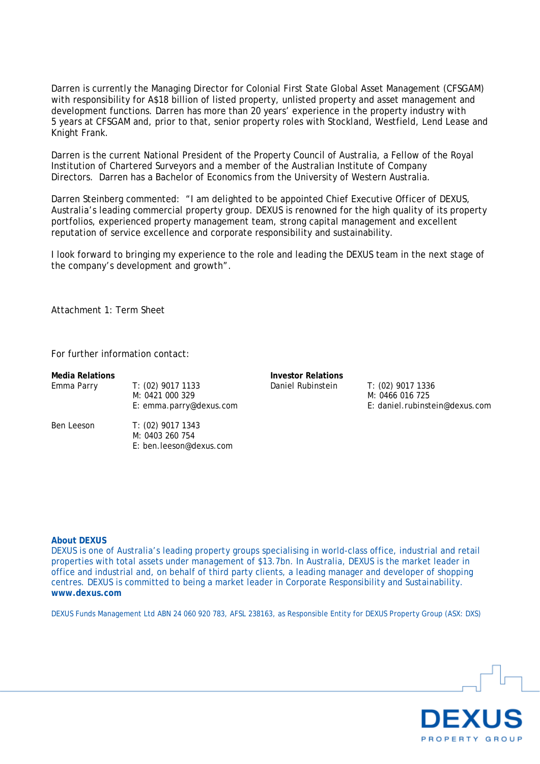Darren is currently the Managing Director for Colonial First State Global Asset Management (CFSGAM) with responsibility for A$18 billion of listed property, unlisted property and asset management and development functions. Darren has more than 20 years' experience in the property industry with 5 years at CFSGAM and, prior to that, senior property roles with Stockland, Westfield, Lend Lease and Knight Frank.

Darren is the current National President of the Property Council of Australia, a Fellow of the Royal Institution of Chartered Surveyors and a member of the Australian Institute of Company Directors. Darren has a Bachelor of Economics from the University of Western Australia.

Darren Steinberg commented: "I am delighted to be appointed Chief Executive Officer of DEXUS, Australia's leading commercial property group. DEXUS is renowned for the high quality of its property portfolios, experienced property management team, strong capital management and excellent reputation of service excellence and corporate responsibility and sustainability.

I look forward to bringing my experience to the role and leading the DEXUS team in the next stage of the company's development and growth".

Attachment 1: Term Sheet

For further information contact:

**Media Relations**

Emma Parry
T: (02) 9017 1133
M: 0421 000 329
E: emma.parry@dexus.com

Ben Leeson
T: (02) 9017 1343
M: 0403 260 754
E: ben.leeson@dexus.com

**Investor Relations**

Daniel Rubinstein
T: (02) 9017 1336
M: 0466 016 725
E: daniel.rubinstein@dexus.com

**About DEXUS**

DEXUS is one of Australia's leading property groups specialising in world-class office, industrial and retail properties with total assets under management of $13.7bn. In Australia, DEXUS is the market leader in office and industrial and, on behalf of third party clients, a leading manager and developer of shopping centres. DEXUS is committed to being a market leader in Corporate Responsibility and Sustainability.
**www.dexus.com**

DEXUS Funds Management Ltd ABN 24 060 920 783, AFSL 238163, as Responsible Entity for DEXUS Property Group (ASX: DXS)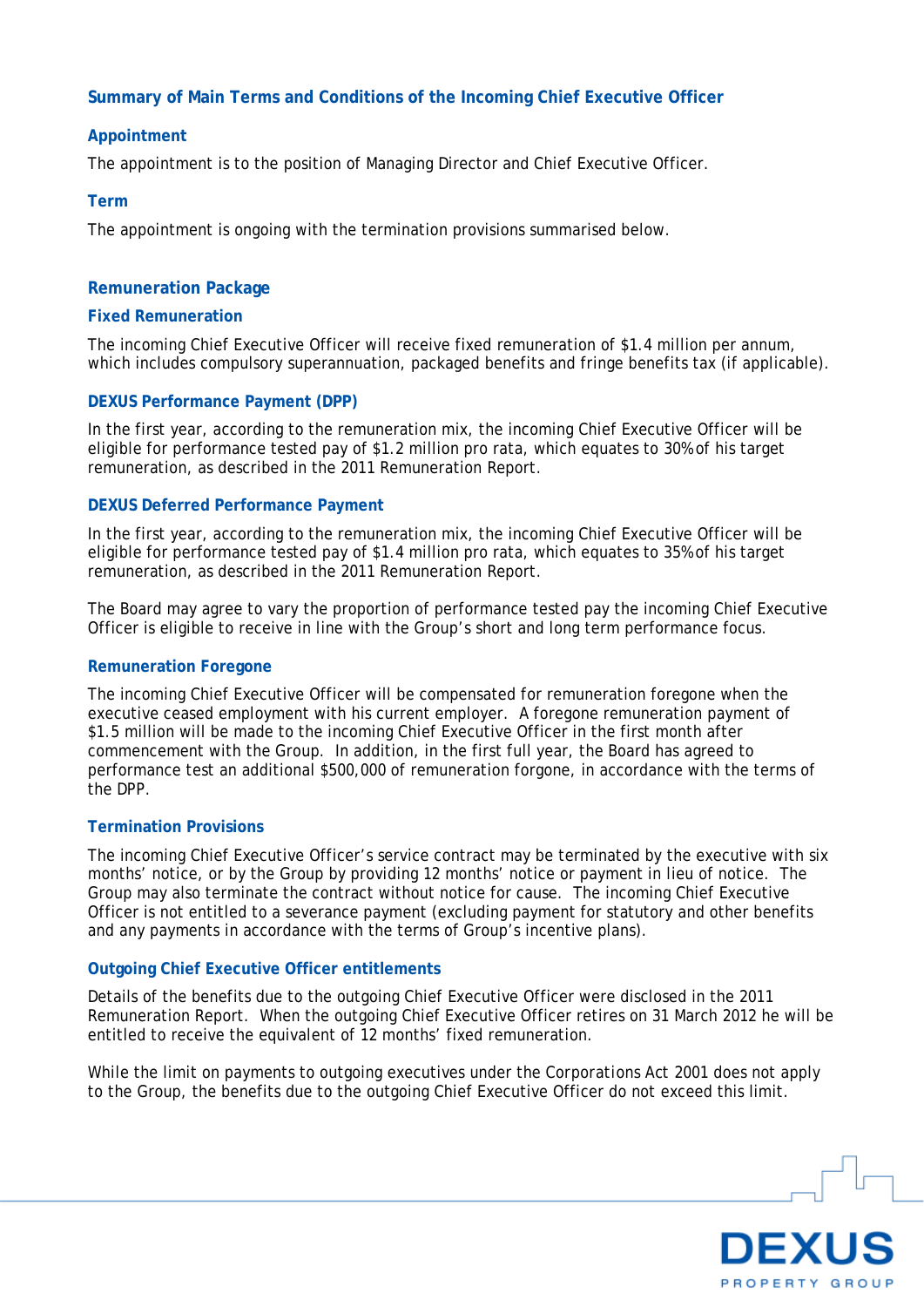## Summary of Main Terms and Conditions of the Incoming Chief Executive Officer

### Appointment

The appointment is to the position of Managing Director and Chief Executive Officer.

### Term

The appointment is ongoing with the termination provisions summarised below.

### Remuneration Package

### Fixed Remuneration

The incoming Chief Executive Officer will receive fixed remuneration of $1.4 million per annum, which includes compulsory superannuation, packaged benefits and fringe benefits tax (if applicable).

### DEXUS Performance Payment (DPP)

In the first year, according to the remuneration mix, the incoming Chief Executive Officer will be eligible for performance tested pay of $1.2 million pro rata, which equates to 30% of his target remuneration, as described in the 2011 Remuneration Report.

### DEXUS Deferred Performance Payment

In the first year, according to the remuneration mix, the incoming Chief Executive Officer will be eligible for performance tested pay of $1.4 million pro rata, which equates to 35% of his target remuneration, as described in the 2011 Remuneration Report.

The Board may agree to vary the proportion of performance tested pay the incoming Chief Executive Officer is eligible to receive in line with the Group's short and long term performance focus.

### Remuneration Foregone

The incoming Chief Executive Officer will be compensated for remuneration foregone when the executive ceased employment with his current employer. A foregone remuneration payment of $1.5 million will be made to the incoming Chief Executive Officer in the first month after commencement with the Group. In addition, in the first full year, the Board has agreed to performance test an additional $500,000 of remuneration forgone, in accordance with the terms of the DPP.

### Termination Provisions

The incoming Chief Executive Officer's service contract may be terminated by the executive with six months' notice, or by the Group by providing 12 months' notice or payment in lieu of notice. The Group may also terminate the contract without notice for cause. The incoming Chief Executive Officer is not entitled to a severance payment (excluding payment for statutory and other benefits and any payments in accordance with the terms of Group's incentive plans).

### Outgoing Chief Executive Officer entitlements

Details of the benefits due to the outgoing Chief Executive Officer were disclosed in the 2011 Remuneration Report. When the outgoing Chief Executive Officer retires on 31 March 2012 he will be entitled to receive the equivalent of 12 months' fixed remuneration.

While the limit on payments to outgoing executives under the *Corporations Act 2001* does not apply to the Group, the benefits due to the outgoing Chief Executive Officer do not exceed this limit.

DEXUS
PROPERTY GROUP